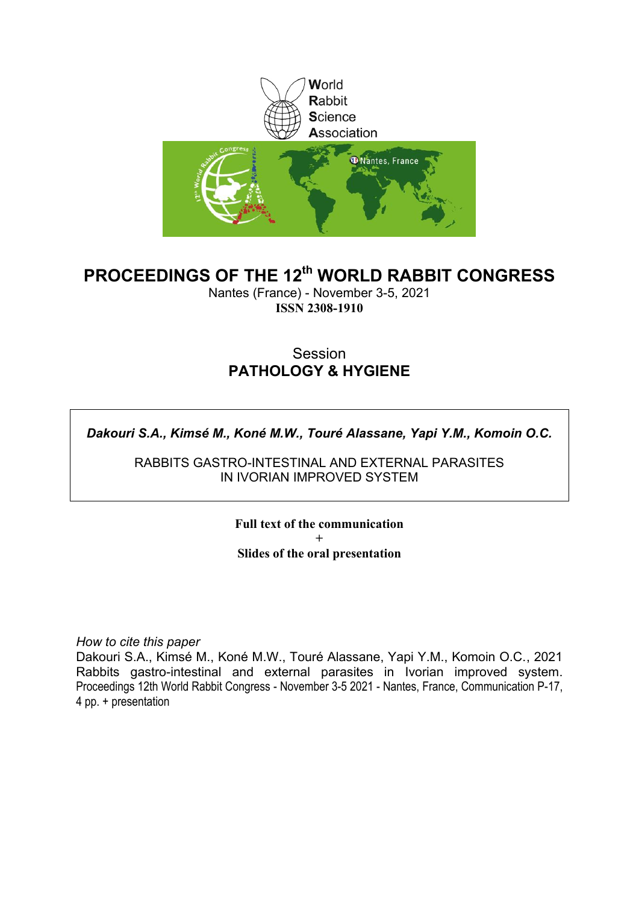World
Rabbit
Science
Association

# PROCEEDINGS OF THE 12th WORLD RABBIT CONGRESS

Nantes (France) - November 3-5, 2021

**ISSN 2308-1910**

## Session
## PATHOLOGY & HYGIENE

***Dakouri S.A., Kimsé M., Koné M.W., Touré Alassane, Yapi Y.M., Komoin O.C.***

RABBITS GASTRO-INTESTINAL AND EXTERNAL PARASITES IN IVORIAN IMPROVED SYSTEM

**Full text of the communication**
**+**
**Slides of the oral presentation**

*How to cite this paper*

Dakouri S.A., Kimsé M., Koné M.W., Touré Alassane, Yapi Y.M., Komoin O.C., 2021 Rabbits gastro-intestinal and external parasites in Ivorian improved system. Proceedings 12th World Rabbit Congress - November 3-5 2021 - Nantes, France, Communication P-17, 4 pp. + presentation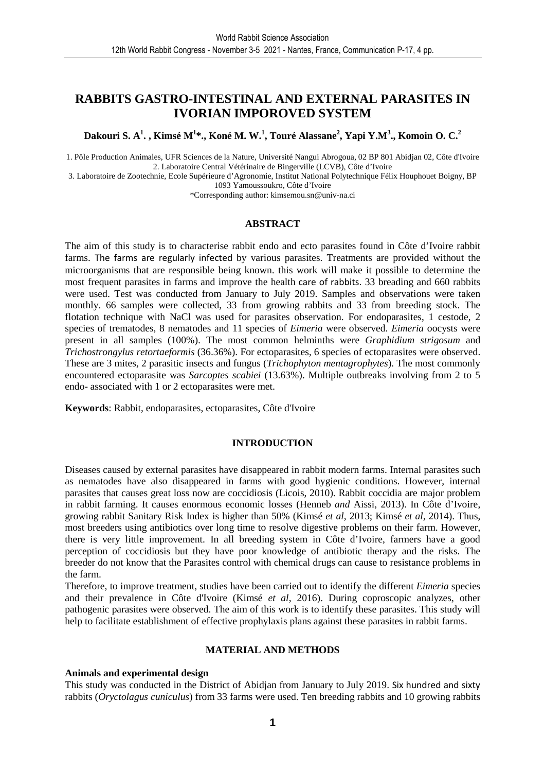# RABBITS GASTRO-INTESTINAL AND EXTERNAL PARASITES IN IVORIAN IMPOROVED SYSTEM

**Dakouri S. A[1]. , Kimsé M[1]*., Koné M. W.[1], Touré Alassane[2], Yapi Y.M[3]., Komoin O. C.[2]**

1. Pôle Production Animales, UFR Sciences de la Nature, Université Nangui Abrogoua, 02 BP 801 Abidjan 02, Côte d'Ivoire
2. Laboratoire Central Vétérinaire de Bingerville (LCVB), Côte d'Ivoire
3. Laboratoire de Zootechnie, Ecole Supérieure d'Agronomie, Institut National Polytechnique Félix Houphouet Boigny, BP 1093 Yamoussoukro, Côte d'Ivoire

*Corresponding author: kimsemou.sn@univ-na.ci

## ABSTRACT

The aim of this study is to characterise rabbit endo and ecto parasites found in Côte d'Ivoire rabbit farms. The farms are regularly infected by various parasites. Treatments are provided without the microorganisms that are responsible being known. this work will make it possible to determine the most frequent parasites in farms and improve the health care of rabbits. 33 breading and 660 rabbits were used. Test was conducted from January to July 2019. Samples and observations were taken monthly. 66 samples were collected, 33 from growing rabbits and 33 from breeding stock. The flotation technique with NaCl was used for parasites observation. For endoparasites, 1 cestode, 2 species of trematodes, 8 nematodes and 11 species of *Eimeria* were observed. *Eimeria* oocysts were present in all samples (100%). The most common helminths were *Graphidium strigosum* and *Trichostrongylus retortaeformis* (36.36%). For ectoparasites, 6 species of ectoparasites were observed. These are 3 mites, 2 parasitic insects and fungus (*Trichophyton mentagrophytes*). The most commonly encountered ectoparasite was *Sarcoptes scabiei* (13.63%). Multiple outbreaks involving from 2 to 5 endo- associated with 1 or 2 ectoparasites were met.

**Keywords**: Rabbit, endoparasites, ectoparasites, Côte d'Ivoire

## INTRODUCTION

Diseases caused by external parasites have disappeared in rabbit modern farms. Internal parasites such as nematodes have also disappeared in farms with good hygienic conditions. However, internal parasites that causes great loss now are coccidiosis (Licois, 2010). Rabbit coccidia are major problem in rabbit farming. It causes enormous economic losses (Henneb *and* Aissi, 2013). In Côte d'Ivoire, growing rabbit Sanitary Risk Index is higher than 50% (Kimsé *et al*, 2013; Kimsé *et al*, 2014). Thus, most breeders using antibiotics over long time to resolve digestive problems on their farm. However, there is very little improvement. In all breeding system in Côte d'Ivoire, farmers have a good perception of coccidiosis but they have poor knowledge of antibiotic therapy and the risks. The breeder do not know that the Parasites control with chemical drugs can cause to resistance problems in the farm.

Therefore, to improve treatment, studies have been carried out to identify the different *Eimeria* species and their prevalence in Côte d'Ivoire (Kimsé *et al*, 2016). During coproscopic analyzes, other pathogenic parasites were observed. The aim of this work is to identify these parasites. This study will help to facilitate establishment of effective prophylaxis plans against these parasites in rabbit farms.

## MATERIAL AND METHODS

### Animals and experimental design

This study was conducted in the District of Abidjan from January to July 2019. Six hundred and sixty rabbits (*Oryctolagus cuniculus*) from 33 farms were used. Ten breeding rabbits and 10 growing rabbits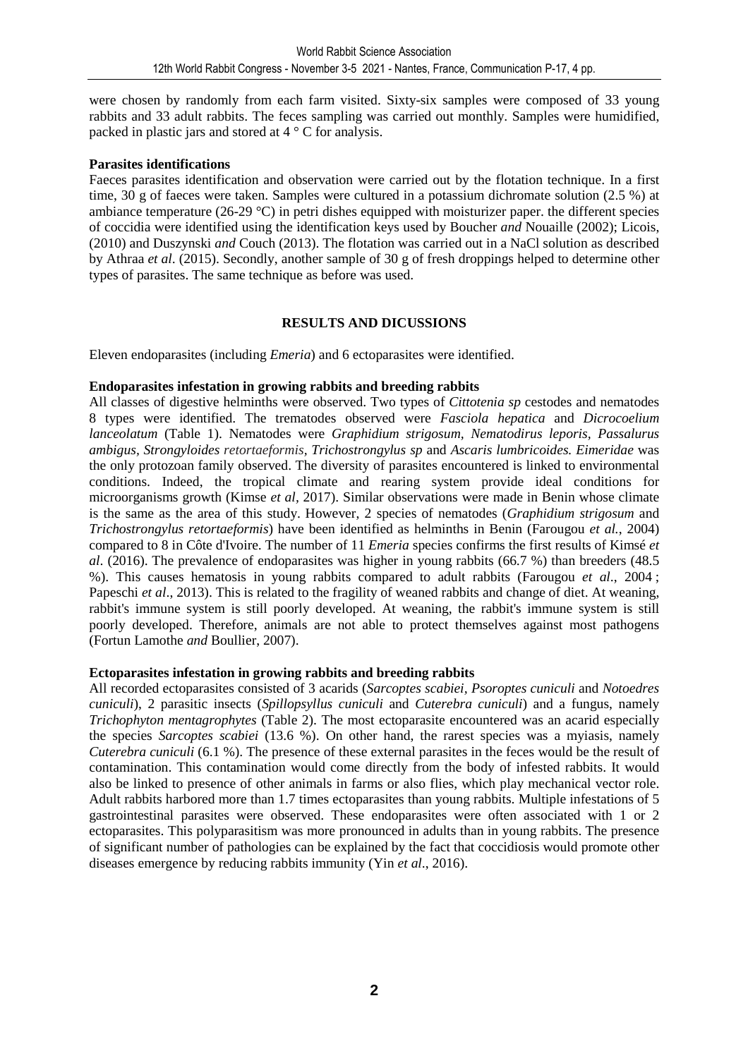were chosen by randomly from each farm visited. Sixty-six samples were composed of 33 young rabbits and 33 adult rabbits. The feces sampling was carried out monthly. Samples were humidified, packed in plastic jars and stored at 4 ° C for analysis.

**Parasites identifications**

Faeces parasites identification and observation were carried out by the flotation technique. In a first time, 30 g of faeces were taken. Samples were cultured in a potassium dichromate solution (2.5 %) at ambiance temperature (26-29 °C) in petri dishes equipped with moisturizer paper. the different species of coccidia were identified using the identification keys used by Boucher *and* Nouaille (2002); Licois, (2010) and Duszynski *and* Couch (2013). The flotation was carried out in a NaCl solution as described by Athraa *et al*. (2015). Secondly, another sample of 30 g of fresh droppings helped to determine other types of parasites. The same technique as before was used.

## RESULTS AND DICUSSIONS

Eleven endoparasites (including *Emeria*) and 6 ectoparasites were identified.

**Endoparasites infestation in growing rabbits and breeding rabbits**

All classes of digestive helminths were observed. Two types of *Cittotenia sp* cestodes and nematodes 8 types were identified. The trematodes observed were *Fasciola hepatica* and *Dicrocoelium lanceolatum* (Table 1). Nematodes were *Graphidium strigosum, Nematodirus leporis, Passalurus ambigus, Strongyloides retortaeformis, Trichostrongylus sp* and *Ascaris lumbricoides. Eimeridae* was the only protozoan family observed. The diversity of parasites encountered is linked to environmental conditions. Indeed, the tropical climate and rearing system provide ideal conditions for microorganisms growth (Kimse *et al,* 2017). Similar observations were made in Benin whose climate is the same as the area of this study. However, 2 species of nematodes (*Graphidium strigosum* and *Trichostrongylus retortaeformis*) have been identified as helminths in Benin (Farougou *et al.*, 2004) compared to 8 in Côte d'Ivoire. The number of 11 *Emeria* species confirms the first results of Kimsé *et al*. (2016). The prevalence of endoparasites was higher in young rabbits (66.7 %) than breeders (48.5 %). This causes hematosis in young rabbits compared to adult rabbits (Farougou *et al*., 2004 ; Papeschi *et al*., 2013). This is related to the fragility of weaned rabbits and change of diet. At weaning, rabbit's immune system is still poorly developed. At weaning, the rabbit's immune system is still poorly developed. Therefore, animals are not able to protect themselves against most pathogens (Fortun Lamothe *and* Boullier, 2007).

**Ectoparasites infestation in growing rabbits and breeding rabbits**

All recorded ectoparasites consisted of 3 acarids (*Sarcoptes scabiei*, *Psoroptes cuniculi* and *Notoedres cuniculi*), 2 parasitic insects (*Spillopsyllus cuniculi* and *Cuterebra cuniculi*) and a fungus, namely *Trichophyton mentagrophytes* (Table 2). The most ectoparasite encountered was an acarid especially the species *Sarcoptes scabiei* (13.6 %). On other hand, the rarest species was a myiasis, namely *Cuterebra cuniculi* (6.1 %). The presence of these external parasites in the feces would be the result of contamination. This contamination would come directly from the body of infested rabbits. It would also be linked to presence of other animals in farms or also flies, which play mechanical vector role. Adult rabbits harbored more than 1.7 times ectoparasites than young rabbits. Multiple infestations of 5 gastrointestinal parasites were observed. These endoparasites were often associated with 1 or 2 ectoparasites. This polyparasitism was more pronounced in adults than in young rabbits. The presence of significant number of pathologies can be explained by the fact that coccidiosis would promote other diseases emergence by reducing rabbits immunity (Yin *et al*., 2016).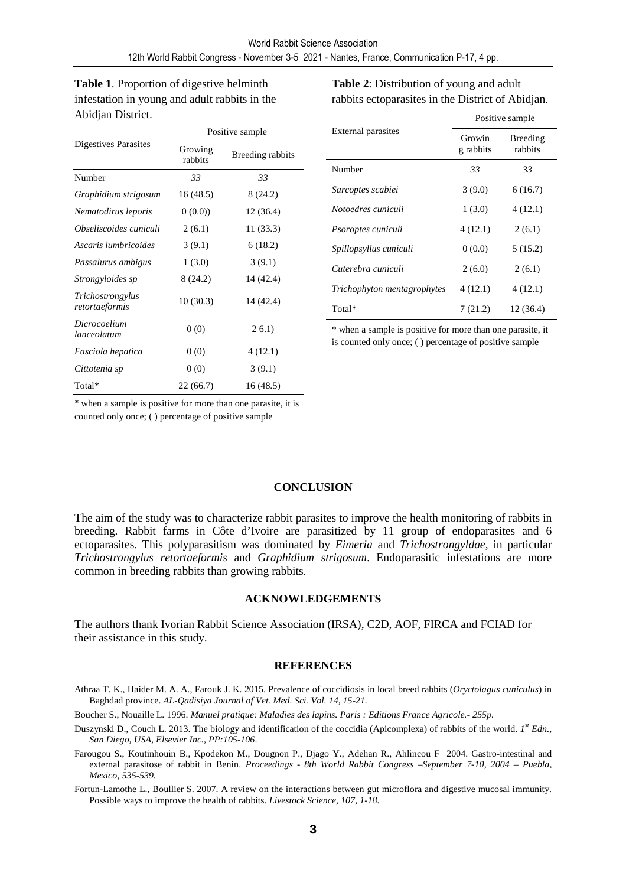**Table 1**. Proportion of digestive helminth infestation in young and adult rabbits in the Abidjan District.

| Digestives Parasites | Positive sample | |
|---|---|---|
| | Growing rabbits | Breeding rabbits |
| Number | *33* | *33* |
| *Graphidium strigosum* | 16 (48.5) | 8 (24.2) |
| *Nematodirus leporis* | 0 (0.0)) | 12 (36.4) |
| *Obseliscoides cuniculi* | 2 (6.1) | 11 (33.3) |
| *Ascaris lumbricoides* | 3 (9.1) | 6 (18.2) |
| *Passalurus ambigus* | 1 (3.0) | 3 (9.1) |
| *Strongyloides sp* | 8 (24.2) | 14 (42.4) |
| *Trichostrongylus retortaeformis* | 10 (30.3) | 14 (42.4) |
| *Dicrocoelium lanceolatum* | 0 (0) | 2 6.1) |
| *Fasciola hepatica* | 0 (0) | 4 (12.1) |
| *Cittotenia sp* | 0 (0) | 3 (9.1) |
| Total* | 22 (66.7) | 16 (48.5) |

* when a sample is positive for more than one parasite, it is counted only once; ( ) percentage of positive sample

**Table 2**: Distribution of young and adult rabbits ectoparasites in the District of Abidjan.

| External parasites | Positive sample | |
|---|---|---|
| | Growin g rabbits | Breeding rabbits |
| Number | *33* | *33* |
| *Sarcoptes scabiei* | 3 (9.0) | 6 (16.7) |
| *Notoedres cuniculi* | 1 (3.0) | 4 (12.1) |
| *Psoroptes cuniculi* | 4 (12.1) | 2 (6.1) |
| *Spillopsyllus cuniculi* | 0 (0.0) | 5 (15.2) |
| *Cuterebra cuniculi* | 2 (6.0) | 2 (6.1) |
| *Trichophyton mentagrophytes* | 4 (12.1) | 4 (12.1) |
| Total* | 7 (21.2) | 12 (36.4) |

* when a sample is positive for more than one parasite, it is counted only once; ( ) percentage of positive sample

## CONCLUSION

The aim of the study was to characterize rabbit parasites to improve the health monitoring of rabbits in breeding. Rabbit farms in Côte d'Ivoire are parasitized by 11 group of endoparasites and 6 ectoparasites. This polyparasitism was dominated by *Eimeria* and *Trichostrongyldae*, in particular *Trichostrongylus retortaeformis* and *Graphidium strigosum*. Endoparasitic infestations are more common in breeding rabbits than growing rabbits.

## ACKNOWLEDGEMENTS

The authors thank Ivorian Rabbit Science Association (IRSA), C2D, AOF, FIRCA and FCIAD for their assistance in this study.

## REFERENCES

Athraa T. K., Haider M. A. A., Farouk J. K. 2015. Prevalence of coccidiosis in local breed rabbits (*Oryctolagus cuniculus*) in Baghdad province. *AL-Qadisiya Journal of Vet. Med. Sci. Vol. 14, 15-21.*

Boucher S., Nouaille L. 1996. *Manuel pratique: Maladies des lapins. Paris : Editions France Agricole.- 255p.*

Duszynski D., Couch L. 2013. The biology and identification of the coccidia (Apicomplexa) of rabbits of the world. *1st Edn., San Diego, USA, Elsevier Inc., PP:105-106*.

Farougou S., Koutinhouin B., Kpodekon M., Dougnon P., Djago Y., Adehan R., Ahlincou F 2004. Gastro-intestinal and external parasitose of rabbit in Benin. *Proceedings - 8th World Rabbit Congress –September 7-10, 2004 – Puebla, Mexico, 535-539.*

Fortun-Lamothe L., Boullier S. 2007. A review on the interactions between gut microflora and digestive mucosal immunity. Possible ways to improve the health of rabbits. *Livestock Science, 107, 1-18.*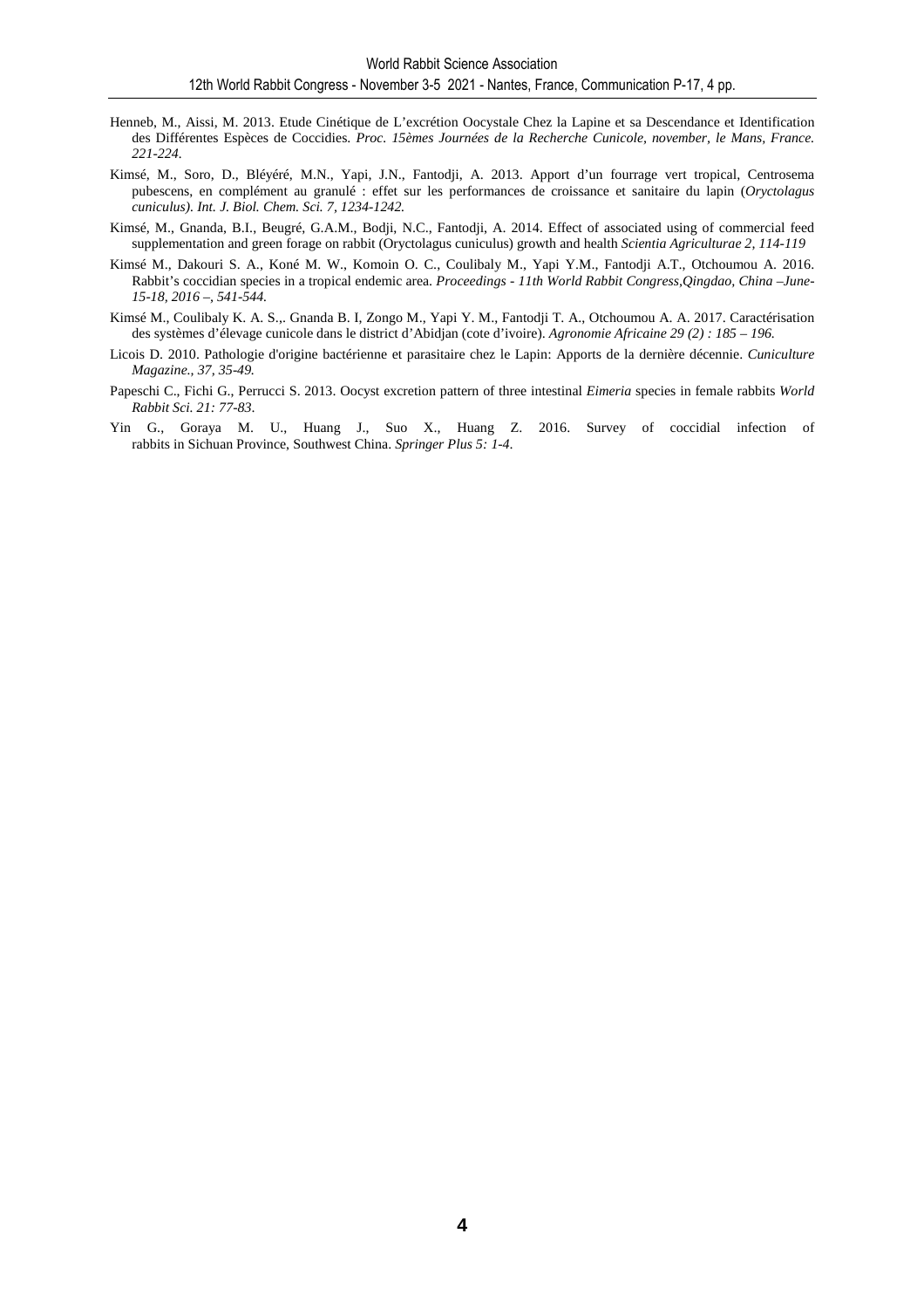Henneb, M., Aissi, M. 2013. Etude Cinétique de L'excrétion Oocystale Chez la Lapine et sa Descendance et Identification des Différentes Espèces de Coccidies. *Proc. 15èmes Journées de la Recherche Cunicole, november, le Mans, France. 221-224*.

Kimsé, M., Soro, D., Bléyéré, M.N., Yapi, J.N., Fantodji, A. 2013. Apport d'un fourrage vert tropical, Centrosema pubescens, en complément au granulé : effet sur les performances de croissance et sanitaire du lapin (*Oryctolagus cuniculus). Int. J. Biol. Chem. Sci. 7, 1234-1242.*

Kimsé, M., Gnanda, B.I., Beugré, G.A.M., Bodji, N.C., Fantodji, A. 2014. Effect of associated using of commercial feed supplementation and green forage on rabbit (Oryctolagus cuniculus) growth and health *Scientia Agriculturae 2, 114-119*

Kimsé M., Dakouri S. A., Koné M. W., Komoin O. C., Coulibaly M., Yapi Y.M., Fantodji A.T., Otchoumou A. 2016. Rabbit's coccidian species in a tropical endemic area. *Proceedings - 11th World Rabbit Congress,Qingdao, China –June-15-18, 2016 –, 541-544.*

Kimsé M., Coulibaly K. A. S.,. Gnanda B. I, Zongo M., Yapi Y. M., Fantodji T. A., Otchoumou A. A. 2017. Caractérisation des systèmes d'élevage cunicole dans le district d'Abidjan (cote d'ivoire). *Agronomie Africaine 29 (2) : 185 – 196.*

Licois D. 2010. Pathologie d'origine bactérienne et parasitaire chez le Lapin: Apports de la dernière décennie. *Cuniculture Magazine., 37, 35-49.*

Papeschi C., Fichi G., Perrucci S. 2013. Oocyst excretion pattern of three intestinal *Eimeria* species in female rabbits *World Rabbit Sci. 21: 77-83*.

Yin G., Goraya M. U., Huang J., Suo X., Huang Z. 2016. Survey of coccidial infection of rabbits in Sichuan Province, Southwest China. *Springer Plus 5: 1-4*.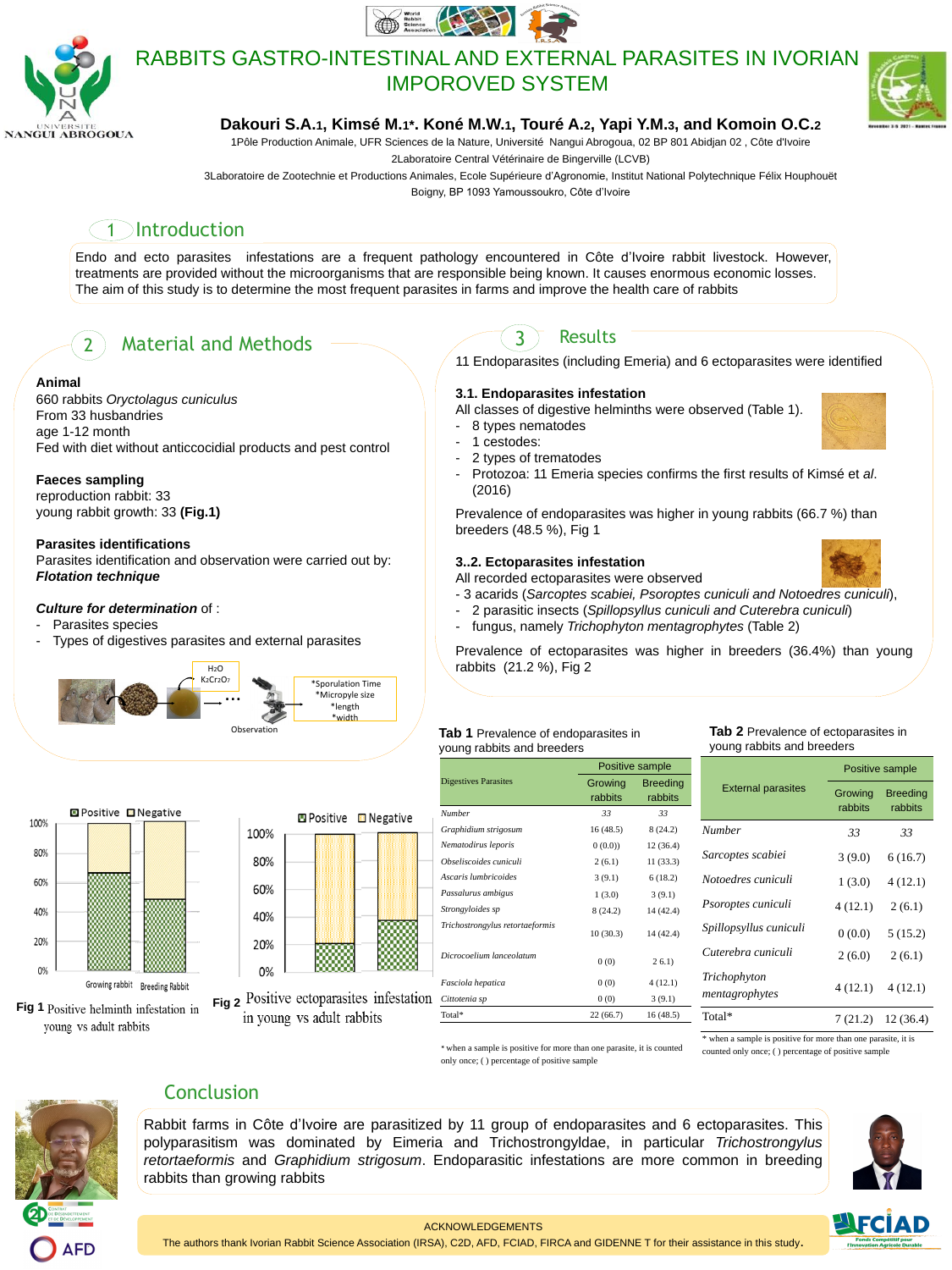# RABBITS GASTRO-INTESTINAL AND EXTERNAL PARASITES IN IVORIAN IMPOROVED SYSTEM

**Dakouri S.A.[1], Kimsé M.[1]\*. Koné M.W.[1], Touré A.[2], Yapi Y.M.[3], and Komoin O.C.[2]**

[1]Pôle Production Animale, UFR Sciences de la Nature, Université Nangui Abrogoua, 02 BP 801 Abidjan 02 , Côte d'Ivoire

[2]Laboratoire Central Vétérinaire de Bingerville (LCVB)

[3]Laboratoire de Zootechnie et Productions Animales, Ecole Supérieure d'Agronomie, Institut National Polytechnique Félix Houphouët Boigny, BP 1093 Yamoussoukro, Côte d'Ivoire

## 1 Introduction

Endo and ecto parasites infestations are a frequent pathology encountered in Côte d'Ivoire rabbit livestock. However, treatments are provided without the microorganisms that are responsible being known. It causes enormous economic losses. The aim of this study is to determine the most frequent parasites in farms and improve the health care of rabbits

## 2 Material and Methods

**Animal**

660 rabbits *Oryctolagus cuniculus*
From 33 husbandries
age 1-12 month
Fed with diet without anticcocidial products and pest control

**Faeces sampling**

reproduction rabbit: 33
young rabbit growth: 33 **(Fig.1)**

**Parasites identifications**

Parasites identification and observation were carried out by:
***Flotation technique***

***Culture for determination*** of :
- Parasites species
- Types of digestives parasites and external parasites

$H_2O$
$K_2Cr_2O_7$

\*Sporulation Time
\*Micropyle size
\*length
\*width

Observation

## 3 Results

11 Endoparasites (including Emeria) and 6 ectoparasites were identified

**3.1. Endoparasites infestation**

All classes of digestive helminths were observed (Table 1).
- 8 types nematodes
- 1 cestodes:
- 2 types of trematodes
- Protozoa: 11 Emeria species confirms the first results of Kimsé et *al*. (2016)

Prevalence of endoparasites was higher in young rabbits (66.7 %) than breeders (48.5 %), Fig 1

**3..2. Ectoparasites infestation**

All recorded ectoparasites were observed
- 3 acarids (*Sarcoptes scabiei, Psoroptes cuniculi and Notoedres cuniculi*),
- 2 parasitic insects (*Spillopsyllus cuniculi and Cuterebra cuniculi*)
- fungus, namely *Trichophyton mentagrophytes* (Table 2)

Prevalence of ectoparasites was higher in breeders (36.4%) than young rabbits (21.2 %), Fig 2

Positive
Negative
100%
80%
60%
40%
20%
0%
Growing rabbit
Breeding Rabbit

**Fig 1** Positive helminth infestation in young vs adult rabbits

Positive
Negative
100%
80%
60%
40%
20%
0%

**Fig 2** Positive ectoparasites infestation in young vs adult rabbits

**Tab 1** Prevalence of endoparasites in young rabbits and breeders

| Digestives Parasites | Positive sample | |
|---|---|---|
| | Growing rabbits | Breeding rabbits |
| *Number* | *33* | *33* |
| *Graphidium strigosum* | 16 (48.5) | 8 (24.2) |
| *Nematodirus leporis* | 0 (0.0)) | 12 (36.4) |
| *Obseliscoides cuniculi* | 2 (6.1) | 11 (33.3) |
| *Ascaris lumbricoides* | 3 (9.1) | 6 (18.2) |
| *Passalurus ambigus* | 1 (3.0) | 3 (9.1) |
| *Strongyloides sp* | 8 (24.2) | 14 (42.4) |
| *Trichostrongylus retortaeformis* | 10 (30.3) | 14 (42.4) |
| *Dicrocoelium lanceolatum* | 0 (0) | 2 6.1) |
| *Fasciola hepatica* | 0 (0) | 4 (12.1) |
| *Cittotenia sp* | 0 (0) | 3 (9.1) |
| Total\* | 22 (66.7) | 16 (48.5) |

\* when a sample is positive for more than one parasite, it is counted only once; ( ) percentage of positive sample

**Tab 2** Prevalence of ectoparasites in young rabbits and breeders

| External parasites | Positive sample | |
|---|---|---|
| | Growing rabbits | Breeding rabbits |
| *Number* | *33* | *33* |
| *Sarcoptes scabiei* | 3 (9.0) | 6 (16.7) |
| *Notoedres cuniculi* | 1 (3.0) | 4 (12.1) |
| *Psoroptes cuniculi* | 4 (12.1) | 2 (6.1) |
| *Spillopsyllus cuniculi* | 0 (0.0) | 5 (15.2) |
| *Cuterebra cuniculi* | 2 (6.0) | 2 (6.1) |
| *Trichophyton mentagrophytes* | 4 (12.1) | 4 (12.1) |
| Total\* | 7 (21.2) | 12 (36.4) |

\* when a sample is positive for more than one parasite, it is counted only once; ( ) percentage of positive sample

## Conclusion

Rabbit farms in Côte d'Ivoire are parasitized by 11 group of endoparasites and 6 ectoparasites. This polyparasitism was dominated by Eimeria and Trichostrongyldae, in particular *Trichostrongylus retortaeformis* and *Graphidium strigosum*. Endoparasitic infestations are more common in breeding rabbits than growing rabbits

ACKNOWLEDGEMENTS

The authors thank Ivorian Rabbit Science Association (IRSA), C2D, AFD, FCIAD, FIRCA and GIDENNE T for their assistance in this study.